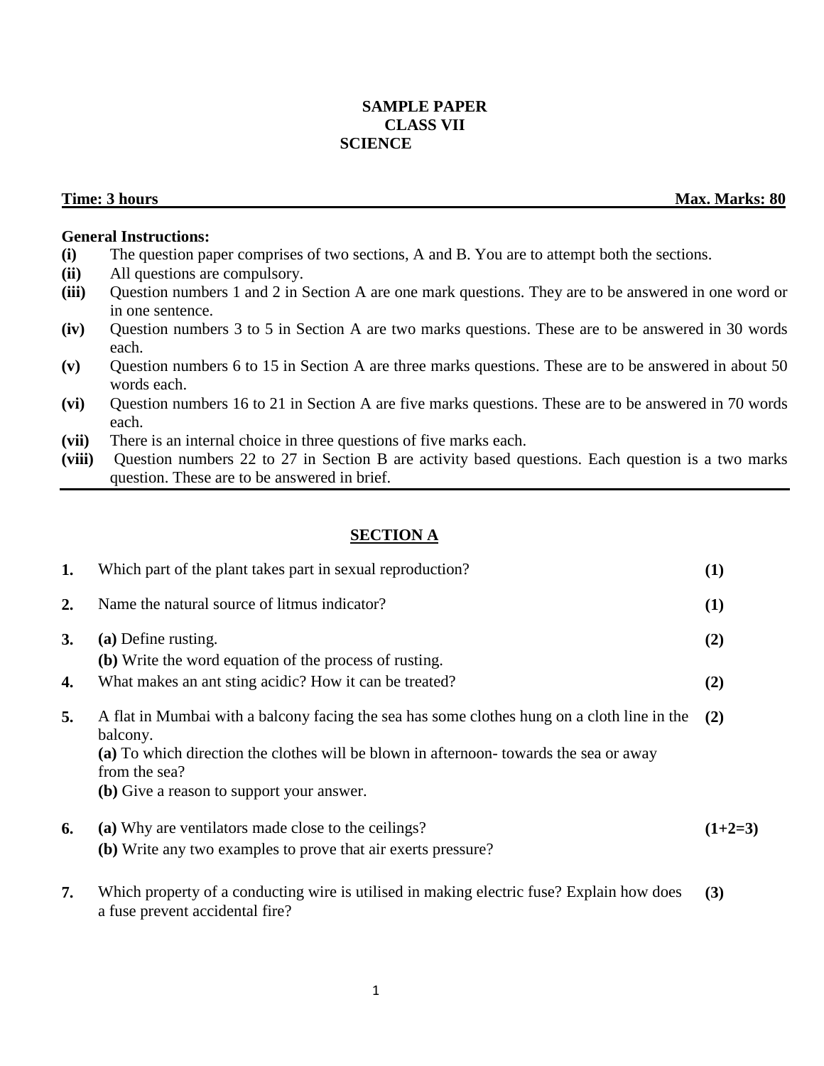# SAMPLE PAPER
## CLASS VII
## SCIENCE

**Time: 3 hours** **Max. Marks: 80**

**General Instructions:**

**(i)** The question paper comprises of two sections, A and B. You are to attempt both the sections.
**(ii)** All questions are compulsory.
**(iii)** Question numbers 1 and 2 in Section A are one mark questions. They are to be answered in one word or in one sentence.
**(iv)** Question numbers 3 to 5 in Section A are two marks questions. These are to be answered in 30 words each.
**(v)** Question numbers 6 to 15 in Section A are three marks questions. These are to be answered in about 50 words each.
**(vi)** Question numbers 16 to 21 in Section A are five marks questions. These are to be answered in 70 words each.
**(vii)** There is an internal choice in three questions of five marks each.
**(viii)** Question numbers 22 to 27 in Section B are activity based questions. Each question is a two marks question. These are to be answered in brief.

---

## SECTION A

**1.** Which part of the plant takes part in sexual reproduction? **(1)**

**2.** Name the natural source of litmus indicator? **(1)**

**3.** **(a)** Define rusting. **(2)**
**(b)** Write the word equation of the process of rusting.

**4.** What makes an ant sting acidic? How it can be treated? **(2)**

**5.** A flat in Mumbai with a balcony facing the sea has some clothes hung on a cloth line in the balcony. **(2)**
**(a)** To which direction the clothes will be blown in afternoon- towards the sea or away from the sea?
**(b)** Give a reason to support your answer.

**6.** **(a)** Why are ventilators made close to the ceilings? **(1+2=3)**
**(b)** Write any two examples to prove that air exerts pressure?

**7.** Which property of a conducting wire is utilised in making electric fuse? Explain how does a fuse prevent accidental fire? **(3)**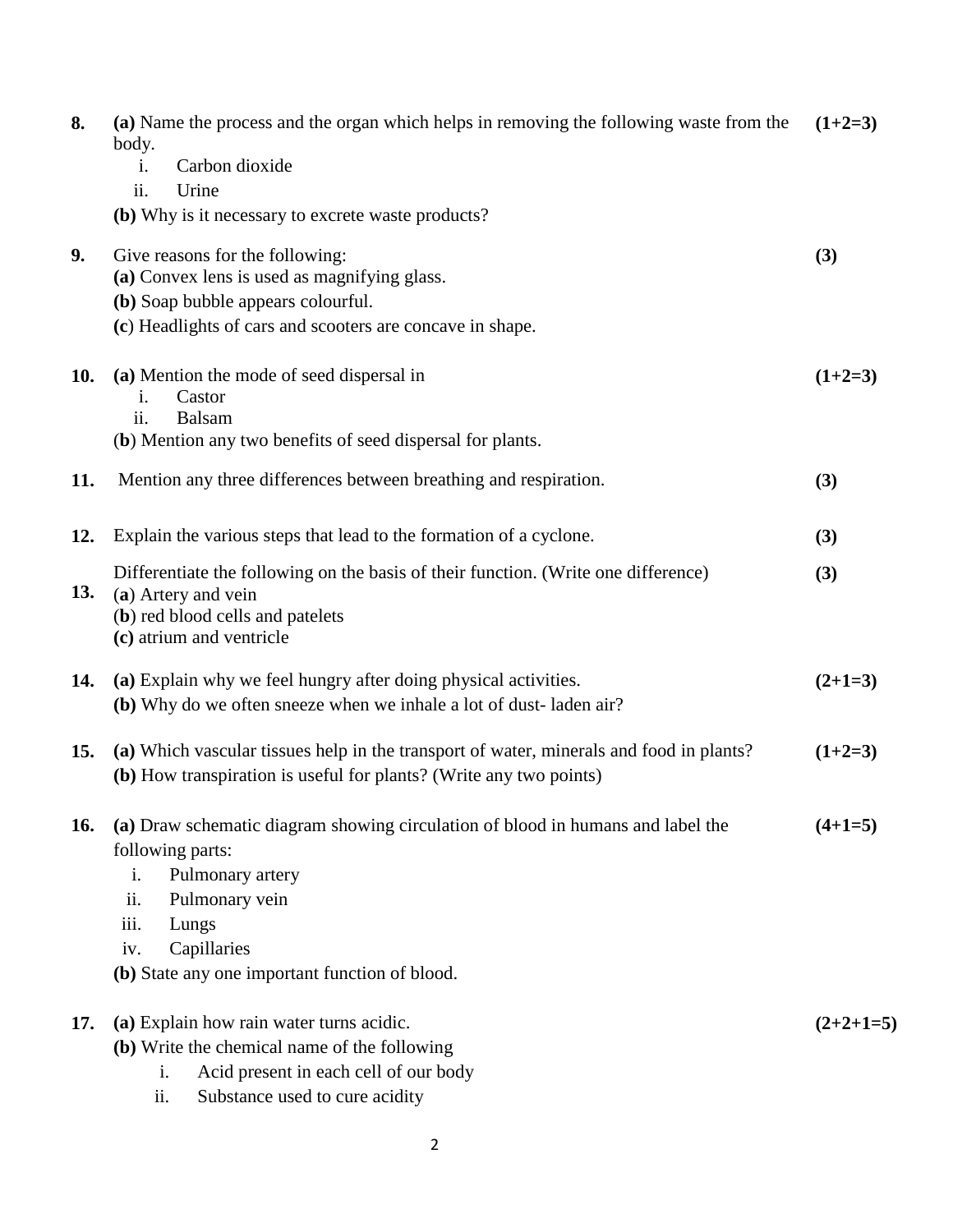**8.** **(a)** Name the process and the organ which helps in removing the following waste from the body. **(1+2=3)**

i. Carbon dioxide

ii. Urine

**(b)** Why is it necessary to excrete waste products?

**9.** Give reasons for the following: **(3)**

**(a)** Convex lens is used as magnifying glass.

**(b)** Soap bubble appears colourful.

**(c)** Headlights of cars and scooters are concave in shape.

**10.** **(a)** Mention the mode of seed dispersal in **(1+2=3)**

i. Castor

ii. Balsam

(**b**) Mention any two benefits of seed dispersal for plants.

**11.** Mention any three differences between breathing and respiration. **(3)**

**12.** Explain the various steps that lead to the formation of a cyclone. **(3)**

**13.** Differentiate the following on the basis of their function. (Write one difference) **(3)**

(**a**) Artery and vein

(**b**) red blood cells and patelets

**(c)** atrium and ventricle

**14.** **(a)** Explain why we feel hungry after doing physical activities. **(2+1=3)**

**(b)** Why do we often sneeze when we inhale a lot of dust- laden air?

**15.** **(a)** Which vascular tissues help in the transport of water, minerals and food in plants? **(1+2=3)**

**(b)** How transpiration is useful for plants? (Write any two points)

**16.** **(a)** Draw schematic diagram showing circulation of blood in humans and label the following parts: **(4+1=5)**

i. Pulmonary artery

ii. Pulmonary vein

iii. Lungs

iv. Capillaries

**(b)** State any one important function of blood.

**17.** **(a)** Explain how rain water turns acidic. **(2+2+1=5)**

**(b)** Write the chemical name of the following

i. Acid present in each cell of our body

ii. Substance used to cure acidity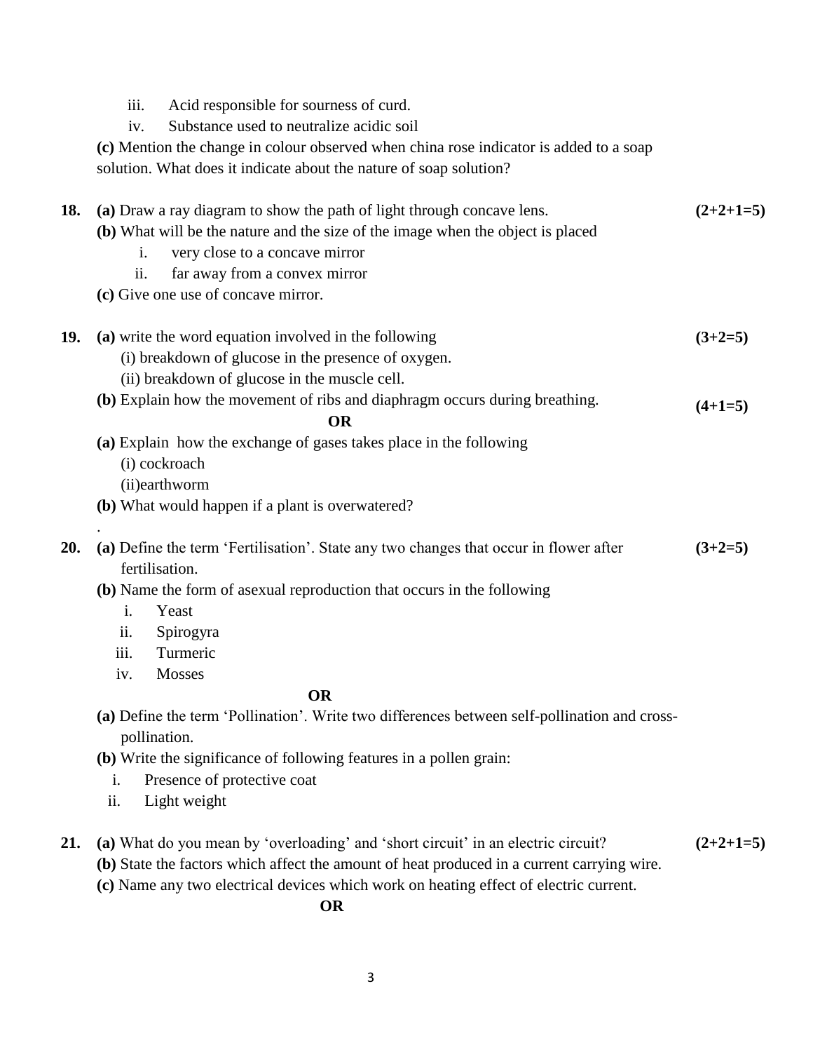iii. Acid responsible for sourness of curd.

iv. Substance used to neutralize acidic soil

**(c)** Mention the change in colour observed when china rose indicator is added to a soap solution. What does it indicate about the nature of soap solution?

**18.** **(a)** Draw a ray diagram to show the path of light through concave lens. **(2+2+1=5)**

**(b)** What will be the nature and the size of the image when the object is placed

i. very close to a concave mirror

ii. far away from a convex mirror

**(c)** Give one use of concave mirror.

**19.** **(a)** write the word equation involved in the following **(3+2=5)**

(i) breakdown of glucose in the presence of oxygen.

(ii) breakdown of glucose in the muscle cell.

**(b)** Explain how the movement of ribs and diaphragm occurs during breathing. **(4+1=5)**

**OR**

**(a)** Explain how the exchange of gases takes place in the following

(i) cockroach

(ii)earthworm

**(b)** What would happen if a plant is overwatered?

.

**20.** **(a)** Define the term 'Fertilisation'. State any two changes that occur in flower after fertilisation. **(3+2=5)**

**(b)** Name the form of asexual reproduction that occurs in the following

i. Yeast

ii. Spirogyra

iii. Turmeric

iv. Mosses

**OR**

**(a)** Define the term 'Pollination'. Write two differences between self-pollination and cross-pollination.

**(b)** Write the significance of following features in a pollen grain:

i. Presence of protective coat

ii. Light weight

**21.** **(a)** What do you mean by 'overloading' and 'short circuit' in an electric circuit? **(2+2+1=5)**

**(b)** State the factors which affect the amount of heat produced in a current carrying wire.

**(c)** Name any two electrical devices which work on heating effect of electric current.

**OR**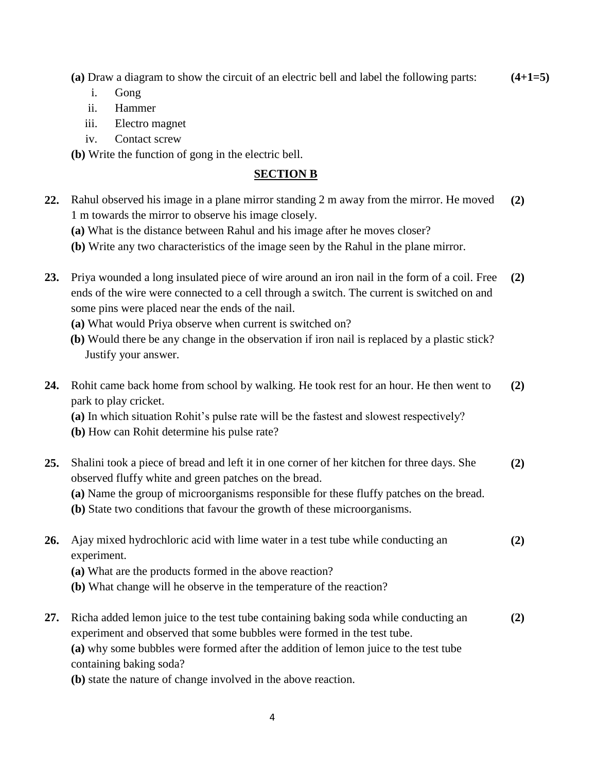**(a)** Draw a diagram to show the circuit of an electric bell and label the following parts: **(4+1=5)**

i. Gong
ii. Hammer
iii. Electro magnet
iv. Contact screw

**(b)** Write the function of gong in the electric bell.

## SECTION B

**22.** Rahul observed his image in a plane mirror standing 2 m away from the mirror. He moved 1 m towards the mirror to observe his image closely. **(2)**

**(a)** What is the distance between Rahul and his image after he moves closer?

**(b)** Write any two characteristics of the image seen by the Rahul in the plane mirror.

**23.** Priya wounded a long insulated piece of wire around an iron nail in the form of a coil. Free ends of the wire were connected to a cell through a switch. The current is switched on and some pins were placed near the ends of the nail. **(2)**

**(a)** What would Priya observe when current is switched on?

**(b)** Would there be any change in the observation if iron nail is replaced by a plastic stick? Justify your answer.

**24.** Rohit came back home from school by walking. He took rest for an hour. He then went to park to play cricket. **(2)**

**(a)** In which situation Rohit's pulse rate will be the fastest and slowest respectively?

**(b)** How can Rohit determine his pulse rate?

**25.** Shalini took a piece of bread and left it in one corner of her kitchen for three days. She observed fluffy white and green patches on the bread. **(2)**

**(a)** Name the group of microorganisms responsible for these fluffy patches on the bread.

**(b)** State two conditions that favour the growth of these microorganisms.

**26.** Ajay mixed hydrochloric acid with lime water in a test tube while conducting an experiment. **(2)**

**(a)** What are the products formed in the above reaction?

**(b)** What change will he observe in the temperature of the reaction?

**27.** Richa added lemon juice to the test tube containing baking soda while conducting an experiment and observed that some bubbles were formed in the test tube. **(2)**

**(a)** why some bubbles were formed after the addition of lemon juice to the test tube containing baking soda?

**(b)** state the nature of change involved in the above reaction.